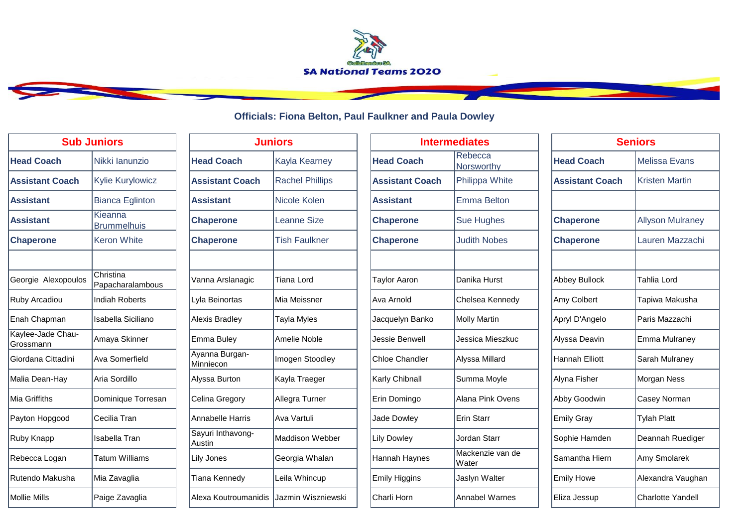# SA National Teams 2020

**Officials: Fiona Belton, Paul Faulkner and Paula Dowley**

| Sub Juniors | |
|---|---|
| **Head Coach** | Nikki Ianunzio |
| **Assistant Coach** | Kylie Kurylowicz |
| **Assistant** | Bianca Eglinton |
| **Assistant** | Kieanna Brummelhuis |
| **Chaperone** | Keron White |
| | |
| Georgie Alexopoulos | Christina Papacharalambous |
| Ruby Arcadiou | Indiah Roberts |
| Enah Chapman | Isabella Siciliano |
| Kaylee-Jade Chau-Grossmann | Amaya Skinner |
| Giordana Cittadini | Ava Somerfield |
| Malia Dean-Hay | Aria Sordillo |
| Mia Griffiths | Dominique Torresan |
| Payton Hopgood | Cecilia Tran |
| Ruby Knapp | Isabella Tran |
| Rebecca Logan | Tatum Williams |
| Rutendo Makusha | Mia Zavaglia |
| Mollie Mills | Paige Zavaglia |

| Juniors | |
|---|---|
| **Head Coach** | Kayla Kearney |
| **Assistant Coach** | Rachel Phillips |
| **Assistant** | Nicole Kolen |
| **Chaperone** | Leanne Size |
| **Chaperone** | Tish Faulkner |
| | |
| Vanna Arslanagic | Tiana Lord |
| Lyla Beinortas | Mia Meissner |
| Alexis Bradley | Tayla Myles |
| Emma Buley | Amelie Noble |
| Ayanna Burgan-Minniecon | Imogen Stoodley |
| Alyssa Burton | Kayla Traeger |
| Celina Gregory | Allegra Turner |
| Annabelle Harris | Ava Vartuli |
| Sayuri Inthavong-Austin | Maddison Webber |
| Lily Jones | Georgia Whalan |
| Tiana Kennedy | Leila Whincup |
| Alexa Koutroumanidis | Jazmin Wiszniewski |

| Intermediates | |
|---|---|
| **Head Coach** | Rebecca Norsworthy |
| **Assistant Coach** | Philippa White |
| **Assistant** | Emma Belton |
| **Chaperone** | Sue Hughes |
| **Chaperone** | Judith Nobes |
| | |
| Taylor Aaron | Danika Hurst |
| Ava Arnold | Chelsea Kennedy |
| Jacquelyn Banko | Molly Martin |
| Jessie Benwell | Jessica Mieszkuc |
| Chloe Chandler | Alyssa Millard |
| Karly Chibnall | Summa Moyle |
| Erin Domingo | Alana Pink Ovens |
| Jade Dowley | Erin Starr |
| Lily Dowley | Jordan Starr |
| Hannah Haynes | Mackenzie van de Water |
| Emily Higgins | Jaslyn Walter |
| Charli Horn | Annabel Warnes |

| Seniors | |
|---|---|
| **Head Coach** | Melissa Evans |
| **Assistant Coach** | Kristen Martin |
| | |
| **Chaperone** | Allyson Mulraney |
| **Chaperone** | Lauren Mazzachi |
| | |
| Abbey Bullock | Tahlia Lord |
| Amy Colbert | Tapiwa Makusha |
| Apryl D'Angelo | Paris Mazzachi |
| Alyssa Deavin | Emma Mulraney |
| Hannah Elliott | Sarah Mulraney |
| Alyna Fisher | Morgan Ness |
| Abby Goodwin | Casey Norman |
| Emily Gray | Tylah Platt |
| Sophie Hamden | Deannah Ruediger |
| Samantha Hiern | Amy Smolarek |
| Emily Howe | Alexandra Vaughan |
| Eliza Jessup | Charlotte Yandell |